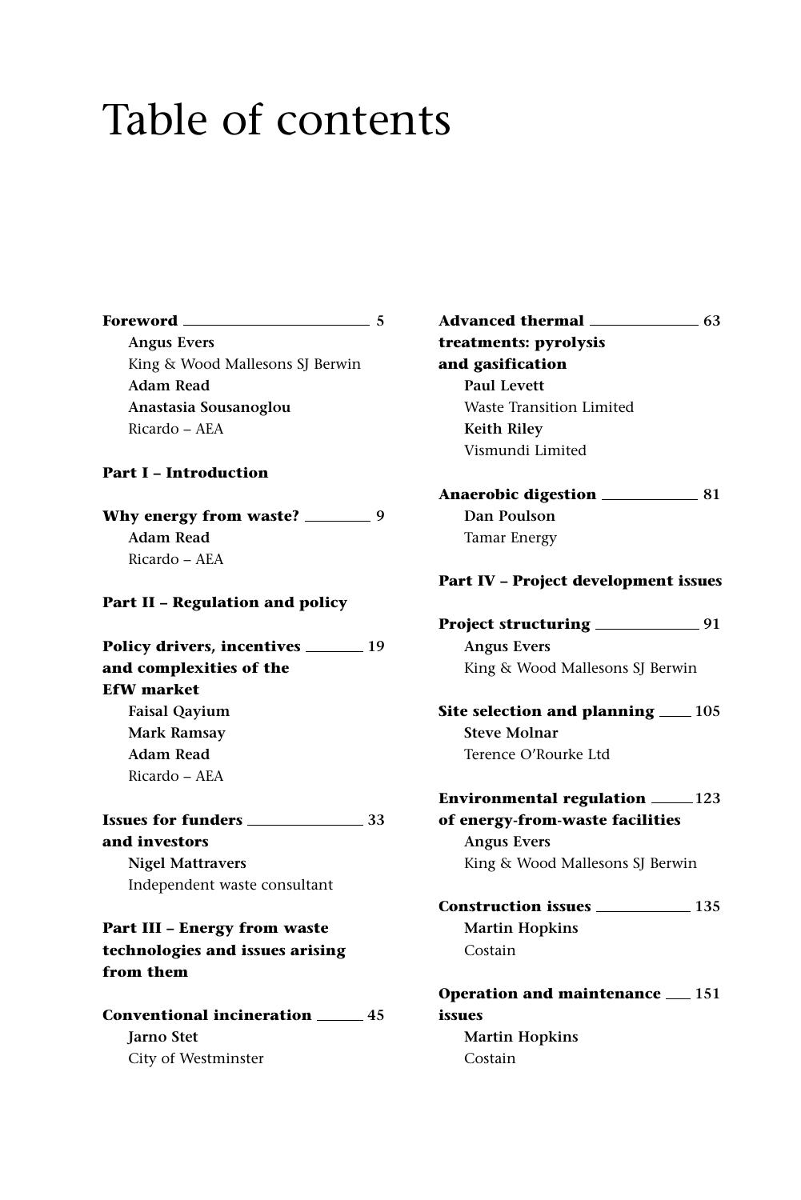# Table of contents

**Foreword** — **5**
**Angus Evers**
King & Wood Mallesons SJ Berwin
**Adam Read**
**Anastasia Sousanoglou**
Ricardo – AEA

**Part I – Introduction**

**Why energy from waste?** — **9**
**Adam Read**
Ricardo – AEA

**Part II – Regulation and policy**

**Policy drivers, incentives and complexities of the EfW market** — **19**
**Faisal Qayium**
**Mark Ramsay**
**Adam Read**
Ricardo – AEA

**Issues for funders and investors** — **33**
**Nigel Mattravers**
Independent waste consultant

**Part III – Energy from waste technologies and issues arising from them**

**Conventional incineration** — **45**
**Jarno Stet**
City of Westminster

**Advanced thermal treatments: pyrolysis and gasification** — **63**
**Paul Levett**
Waste Transition Limited
**Keith Riley**
Vismundi Limited

**Anaerobic digestion** — **81**
**Dan Poulson**
Tamar Energy

**Part IV – Project development issues**

**Project structuring** — **91**
**Angus Evers**
King & Wood Mallesons SJ Berwin

**Site selection and planning** — **105**
**Steve Molnar**
Terence O'Rourke Ltd

**Environmental regulation of energy-from-waste facilities** — **123**
**Angus Evers**
King & Wood Mallesons SJ Berwin

**Construction issues** — **135**
**Martin Hopkins**
Costain

**Operation and maintenance issues** — **151**
**Martin Hopkins**
Costain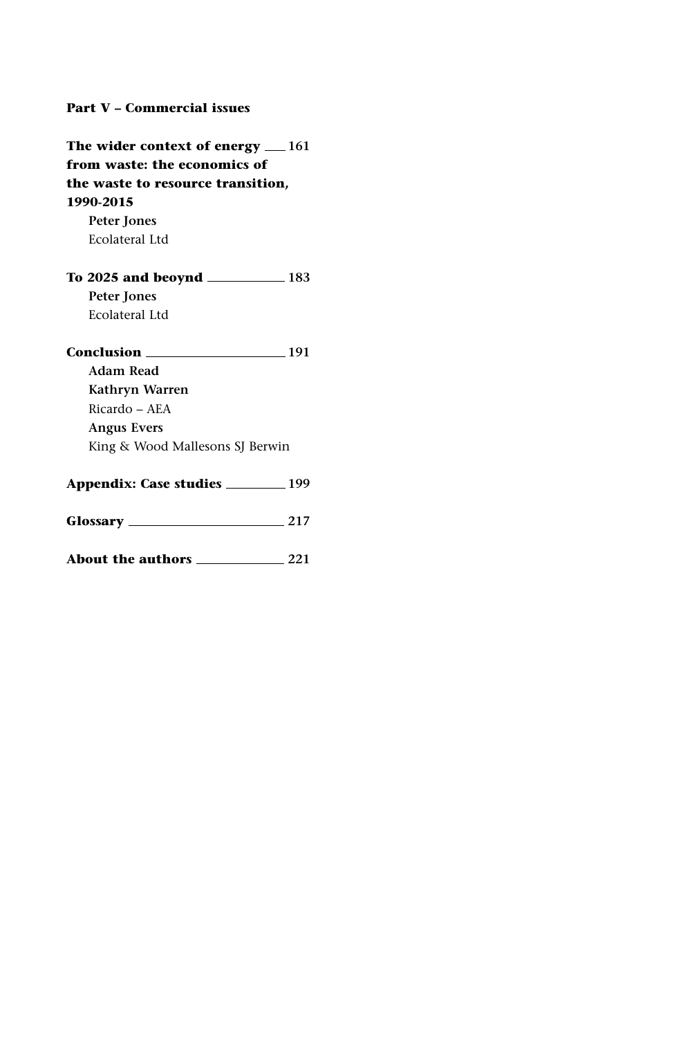**Part V – Commercial issues**

**The wider context of energy from waste: the economics of the waste to resource transition, 1990-2015** — 161
**Peter Jones**
Ecolateral Ltd

**To 2025 and beoynd** — 183
**Peter Jones**
Ecolateral Ltd

**Conclusion** — 191
**Adam Read**
**Kathryn Warren**
Ricardo – AEA
**Angus Evers**
King & Wood Mallesons SJ Berwin

**Appendix: Case studies** — 199

**Glossary** — 217

**About the authors** — 221